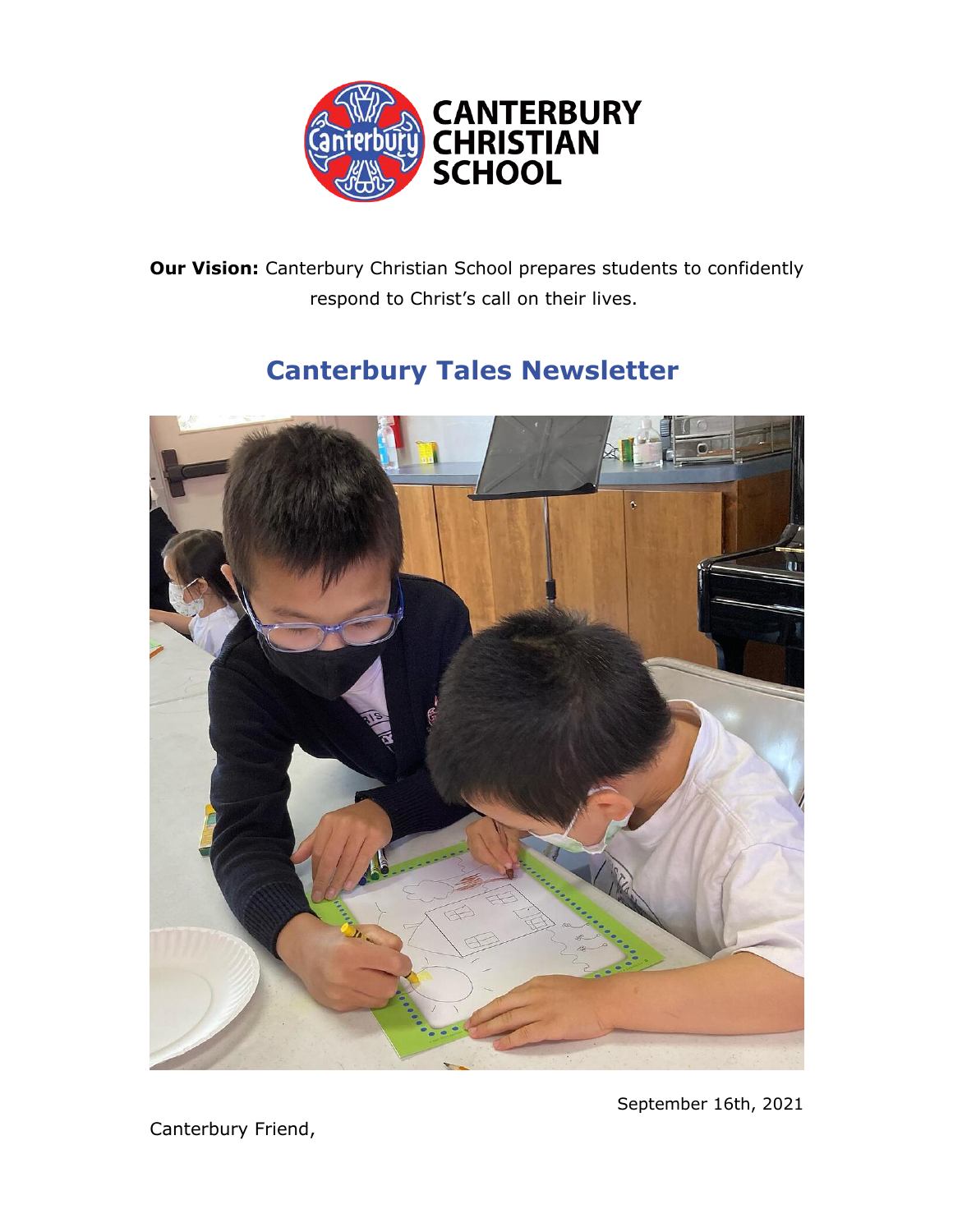CANTERBURY CHRISTIAN SCHOOL

**Our Vision:** Canterbury Christian School prepares students to confidently respond to Christ's call on their lives.

# Canterbury Tales Newsletter

September 16th, 2021

Canterbury Friend,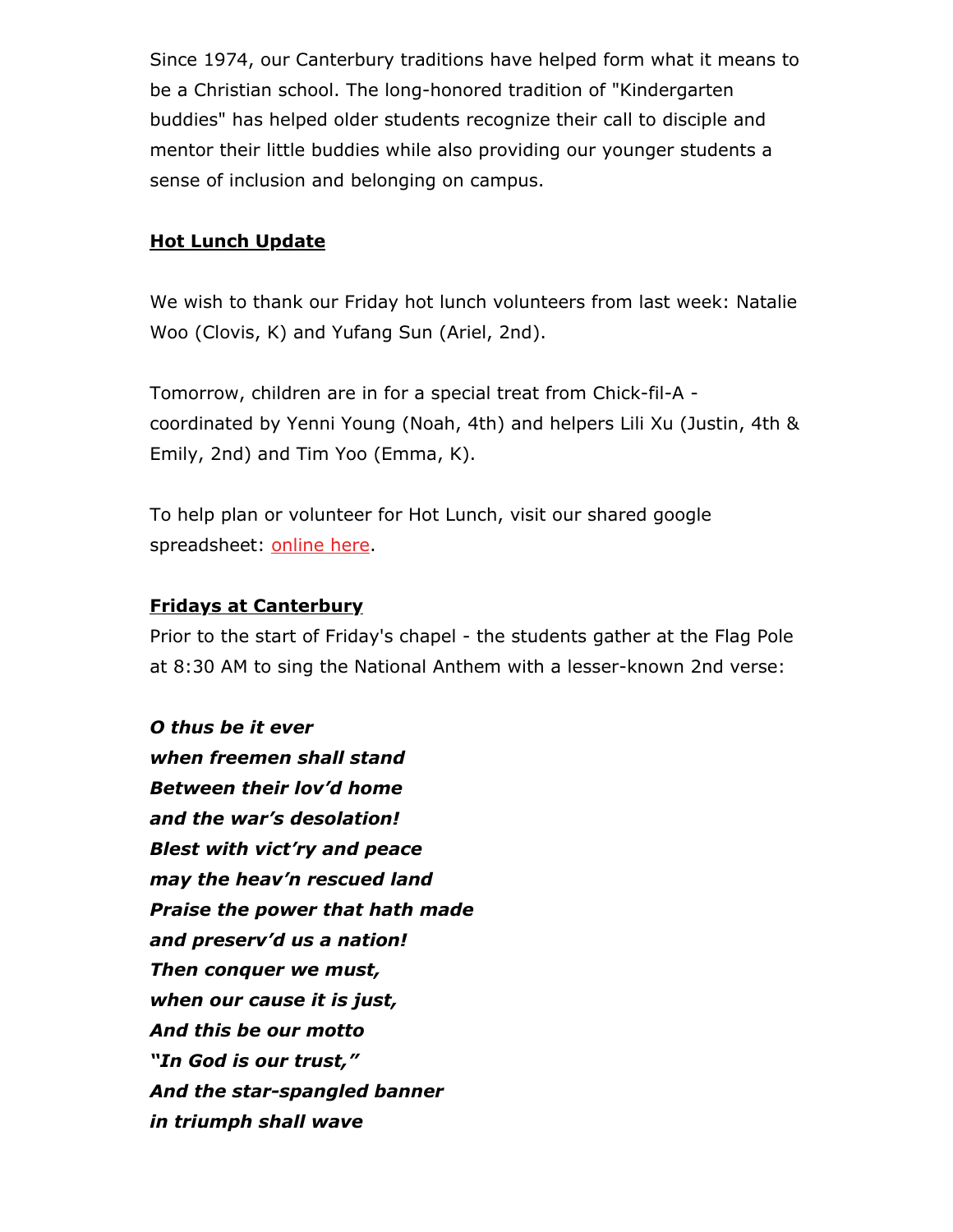Since 1974, our Canterbury traditions have helped form what it means to be a Christian school. The long-honored tradition of "Kindergarten buddies" has helped older students recognize their call to disciple and mentor their little buddies while also providing our younger students a sense of inclusion and belonging on campus.

## Hot Lunch Update

We wish to thank our Friday hot lunch volunteers from last week: Natalie Woo (Clovis, K) and Yufang Sun (Ariel, 2nd).

Tomorrow, children are in for a special treat from Chick-fil-A - coordinated by Yenni Young (Noah, 4th) and helpers Lili Xu (Justin, 4th & Emily, 2nd) and Tim Yoo (Emma, K).

To help plan or volunteer for Hot Lunch, visit our shared google spreadsheet: online here.

## Fridays at Canterbury

Prior to the start of Friday's chapel - the students gather at the Flag Pole at 8:30 AM to sing the National Anthem with a lesser-known 2nd verse:

***O thus be it ever***
***when freemen shall stand***
***Between their lov'd home***
***and the war's desolation!***
***Blest with vict'ry and peace***
***may the heav'n rescued land***
***Praise the power that hath made***
***and preserv'd us a nation!***
***Then conquer we must,***
***when our cause it is just,***
***And this be our motto***
***"In God is our trust,"***
***And the star-spangled banner***
***in triumph shall wave***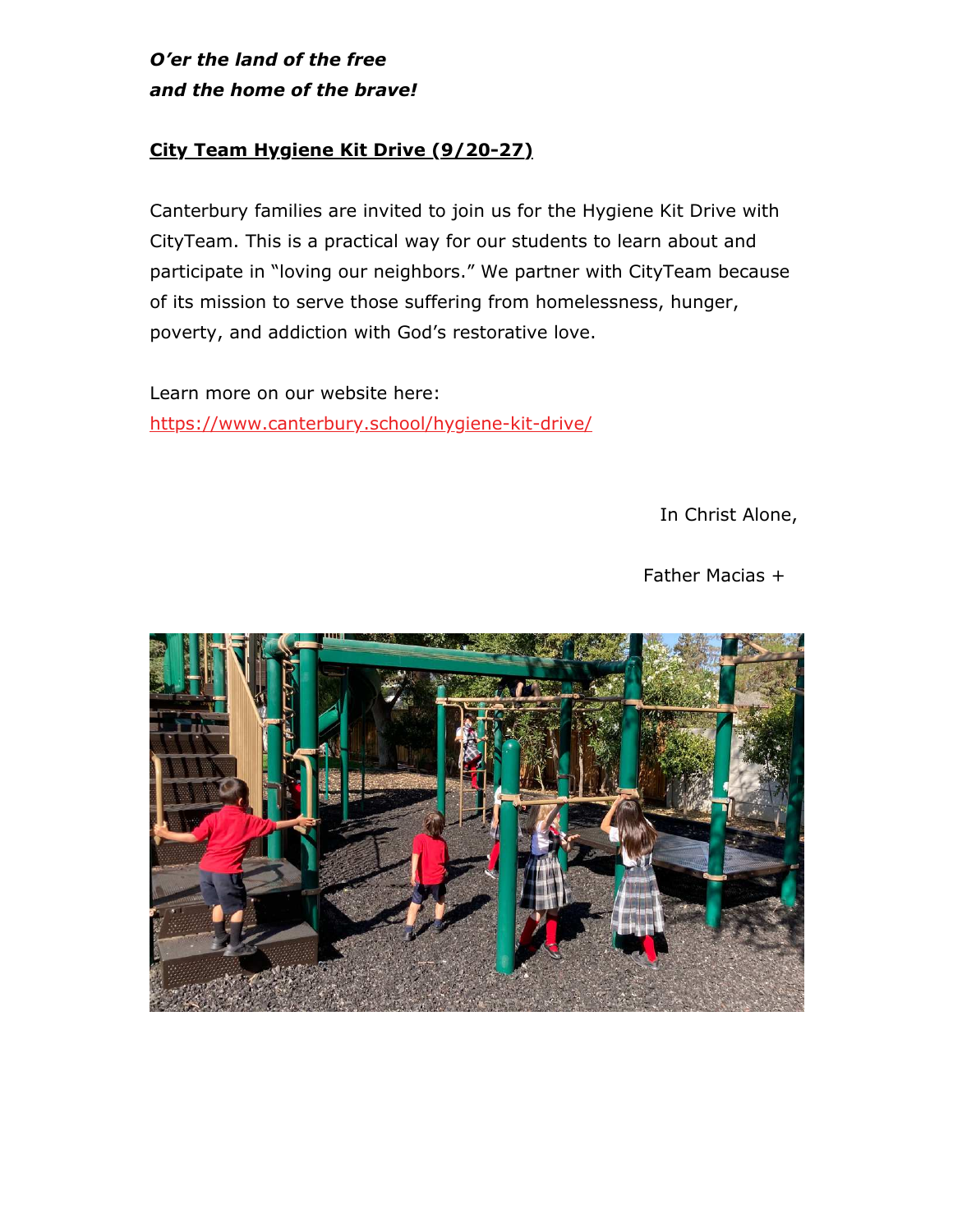***O'er the land of the free***
***and the home of the brave!***

**City Team Hygiene Kit Drive (9/20-27)**

Canterbury families are invited to join us for the Hygiene Kit Drive with CityTeam. This is a practical way for our students to learn about and participate in "loving our neighbors." We partner with CityTeam because of its mission to serve those suffering from homelessness, hunger, poverty, and addiction with God's restorative love.

Learn more on our website here:
https://www.canterbury.school/hygiene-kit-drive/

In Christ Alone,

Father Macias +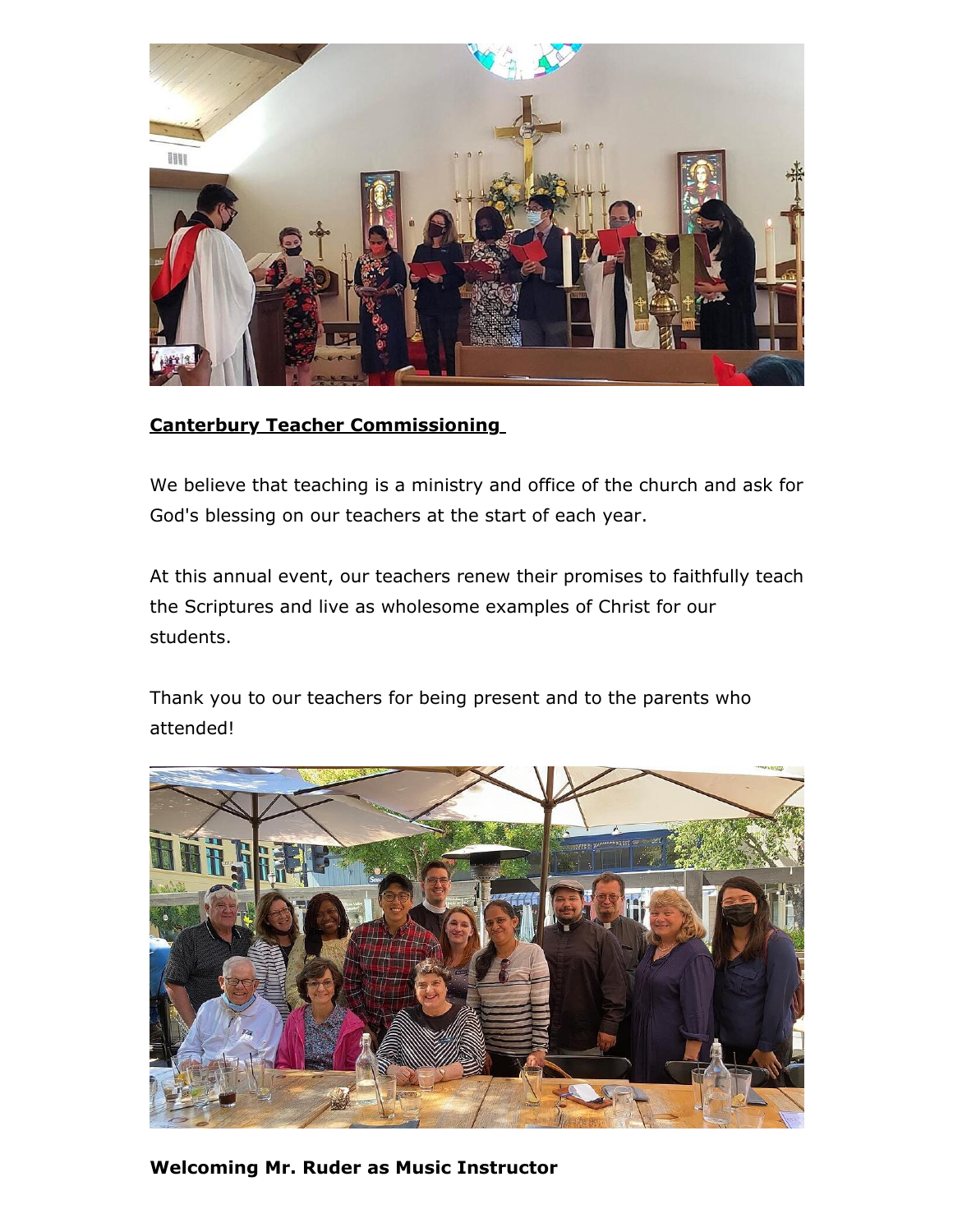**Canterbury Teacher Commissioning**

We believe that teaching is a ministry and office of the church and ask for God's blessing on our teachers at the start of each year.

At this annual event, our teachers renew their promises to faithfully teach the Scriptures and live as wholesome examples of Christ for our students.

Thank you to our teachers for being present and to the parents who attended!

**Welcoming Mr. Ruder as Music Instructor**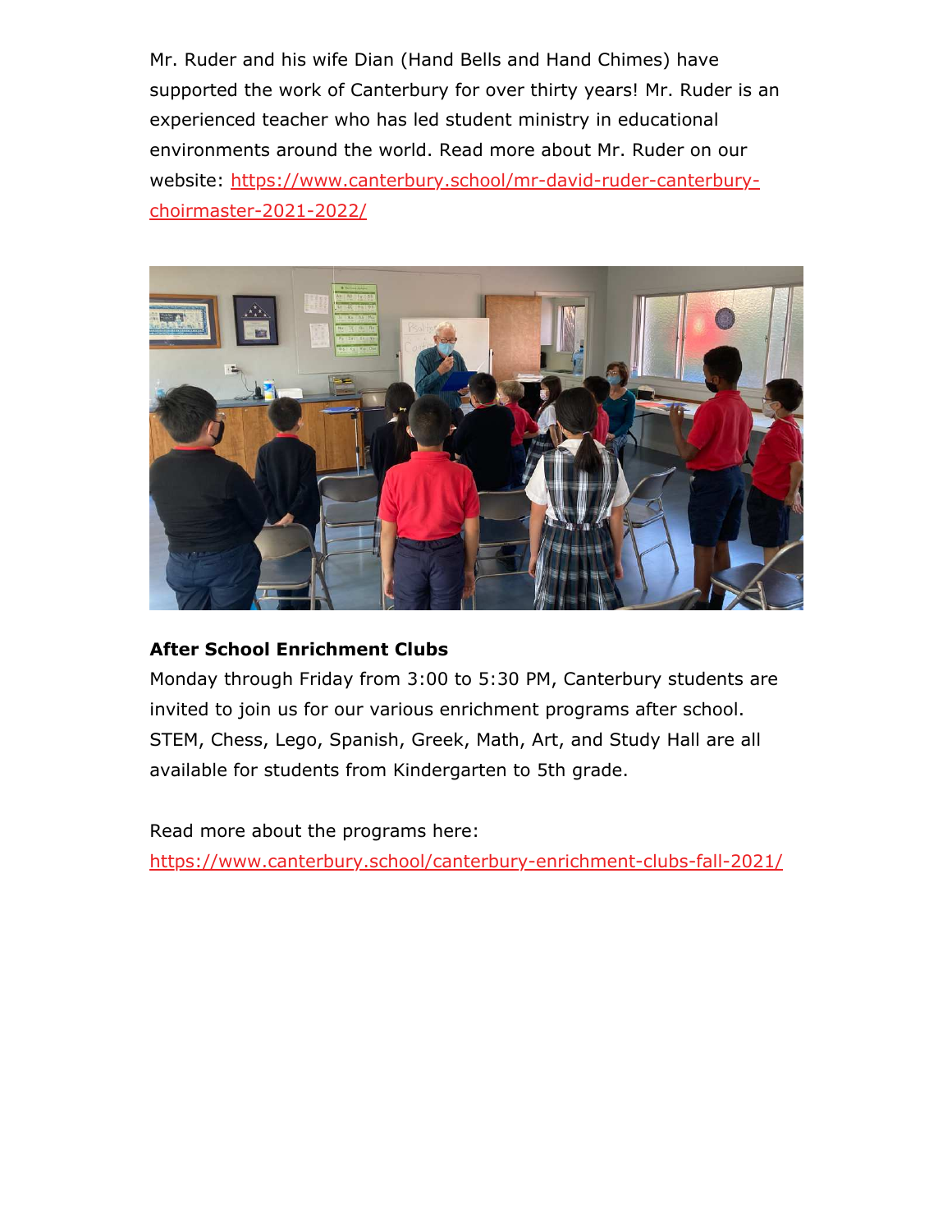Mr. Ruder and his wife Dian (Hand Bells and Hand Chimes) have supported the work of Canterbury for over thirty years! Mr. Ruder is an experienced teacher who has led student ministry in educational environments around the world. Read more about Mr. Ruder on our website: https://www.canterbury.school/mr-david-ruder-canterbury-choirmaster-2021-2022/

**After School Enrichment Clubs**

Monday through Friday from 3:00 to 5:30 PM, Canterbury students are invited to join us for our various enrichment programs after school. STEM, Chess, Lego, Spanish, Greek, Math, Art, and Study Hall are all available for students from Kindergarten to 5th grade.

Read more about the programs here:
https://www.canterbury.school/canterbury-enrichment-clubs-fall-2021/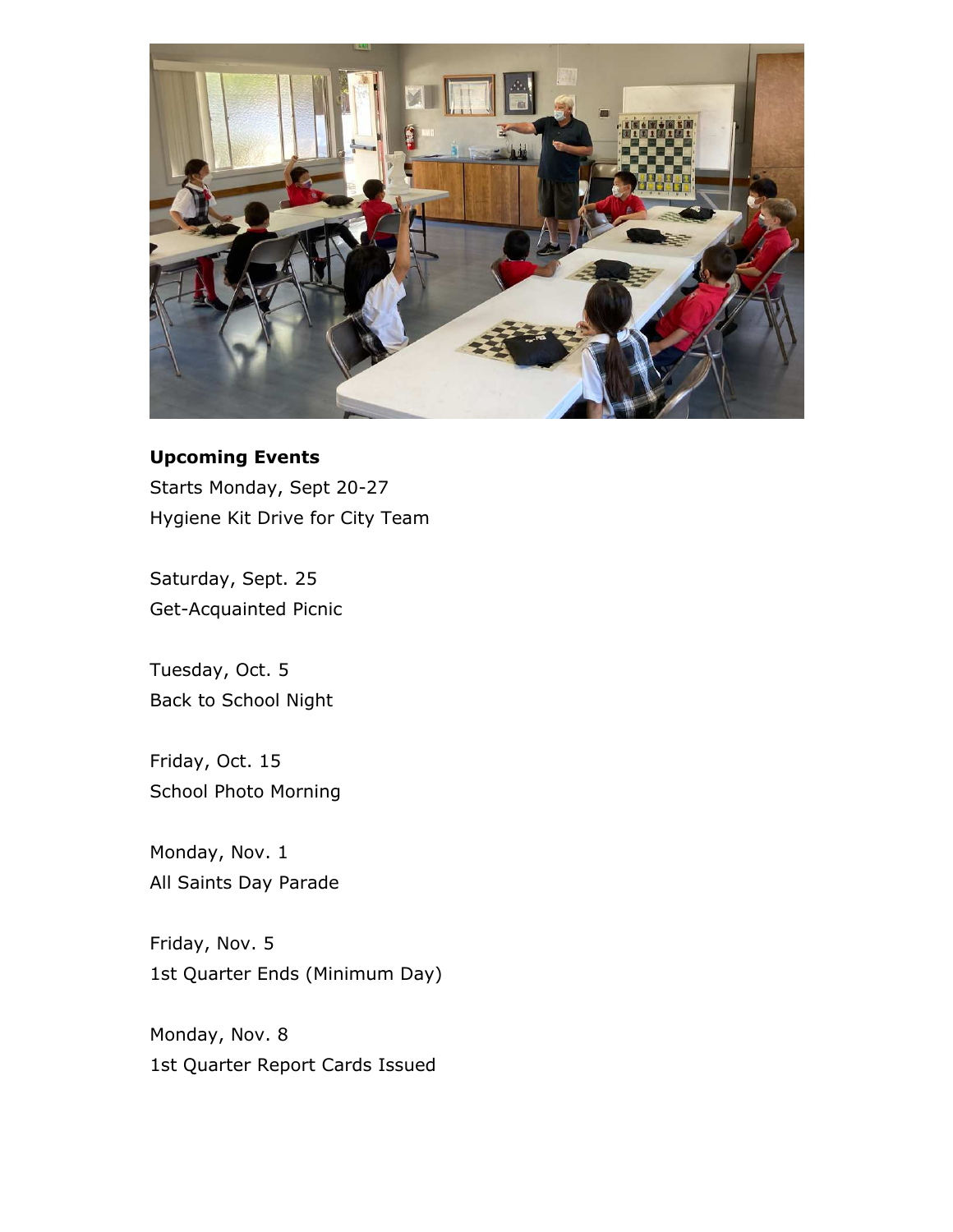**Upcoming Events**

Starts Monday, Sept 20-27
Hygiene Kit Drive for City Team

Saturday, Sept. 25
Get-Acquainted Picnic

Tuesday, Oct. 5
Back to School Night

Friday, Oct. 15
School Photo Morning

Monday, Nov. 1
All Saints Day Parade

Friday, Nov. 5
1st Quarter Ends (Minimum Day)

Monday, Nov. 8
1st Quarter Report Cards Issued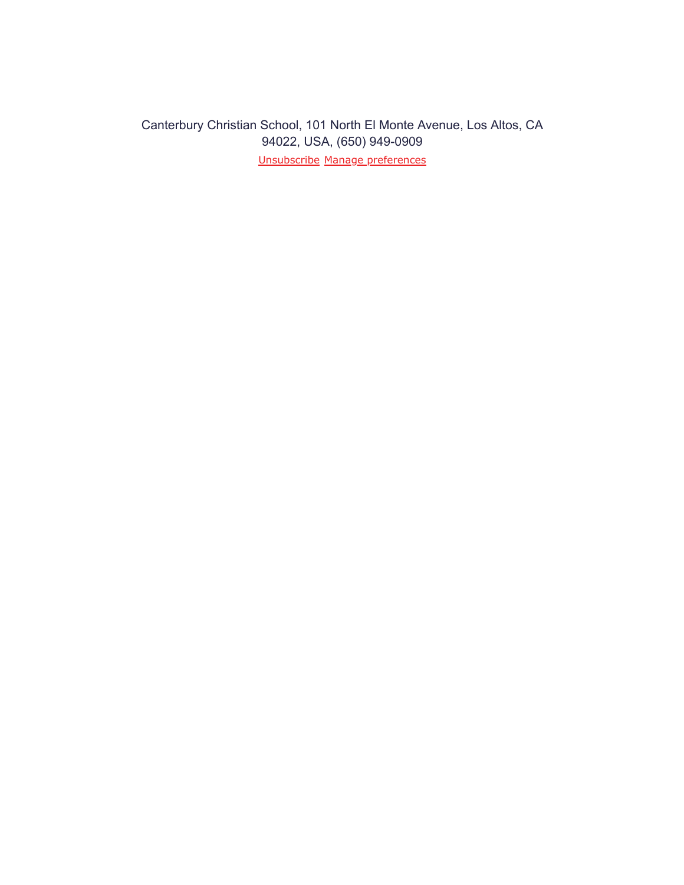Canterbury Christian School, 101 North El Monte Avenue, Los Altos, CA 94022, USA, (650) 949-0909

Unsubscribe Manage preferences